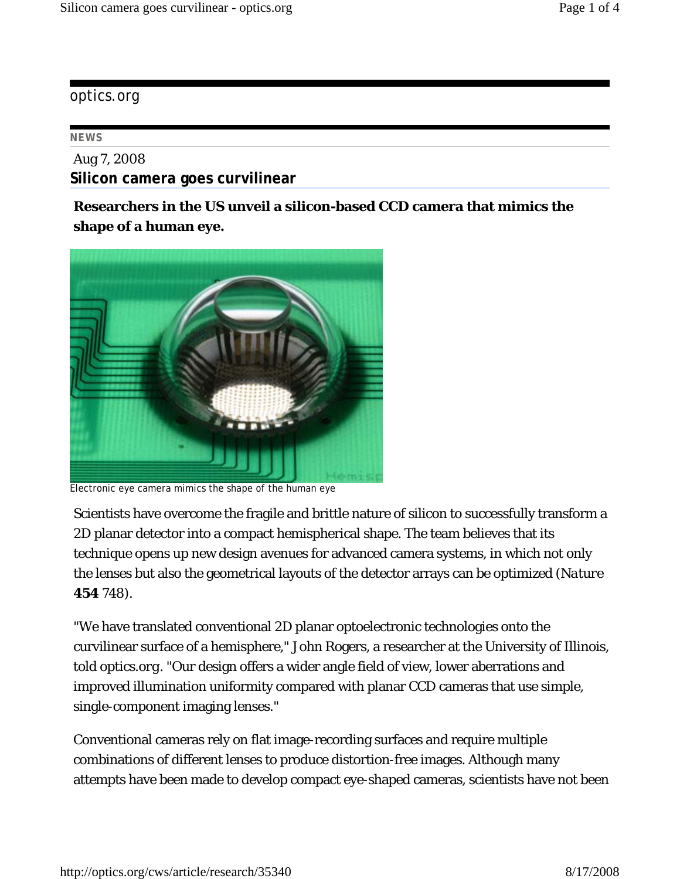optics.org

**NEWS**

Aug 7, 2008

# Silicon camera goes curvilinear

**Researchers in the US unveil a silicon-based CCD camera that mimics the shape of a human eye.**

Electronic eye camera mimics the shape of the human eye

Scientists have overcome the fragile and brittle nature of silicon to successfully transform a 2D planar detector into a compact hemispherical shape. The team believes that its technique opens up new design avenues for advanced camera systems, in which not only the lenses but also the geometrical layouts of the detector arrays can be optimized (*Nature* **454** 748).

"We have translated conventional 2D planar optoelectronic technologies onto the curvilinear surface of a hemisphere," John Rogers, a researcher at the University of Illinois, told optics.org. "Our design offers a wider angle field of view, lower aberrations and improved illumination uniformity compared with planar CCD cameras that use simple, single-component imaging lenses."

Conventional cameras rely on flat image-recording surfaces and require multiple combinations of different lenses to produce distortion-free images. Although many attempts have been made to develop compact eye-shaped cameras, scientists have not been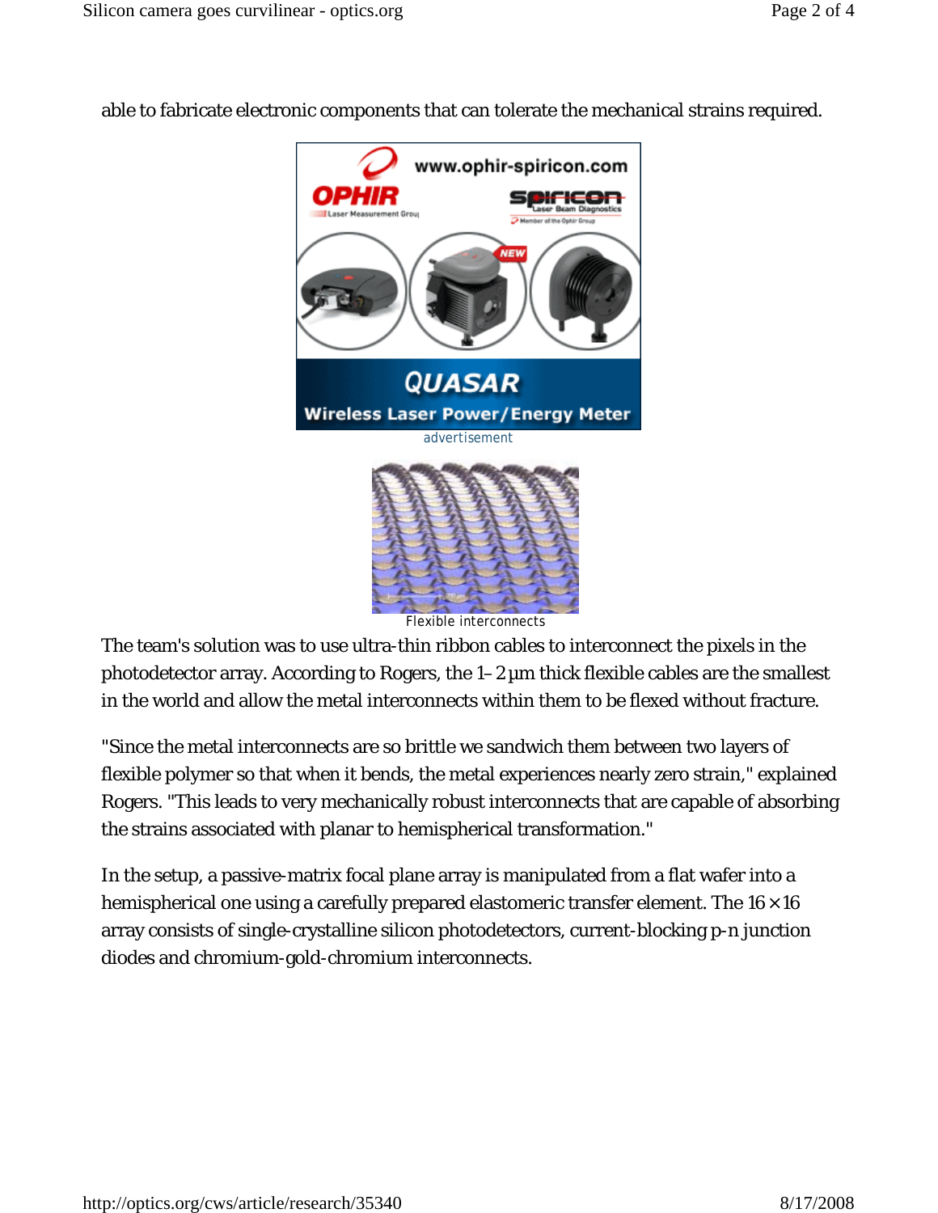able to fabricate electronic components that can tolerate the mechanical strains required.

advertisement

Flexible interconnects

The team's solution was to use ultra-thin ribbon cables to interconnect the pixels in the photodetector array. According to Rogers, the 1–2 µm thick flexible cables are the smallest in the world and allow the metal interconnects within them to be flexed without fracture.

"Since the metal interconnects are so brittle we sandwich them between two layers of flexible polymer so that when it bends, the metal experiences nearly zero strain," explained Rogers. "This leads to very mechanically robust interconnects that are capable of absorbing the strains associated with planar to hemispherical transformation."

In the setup, a passive-matrix focal plane array is manipulated from a flat wafer into a hemispherical one using a carefully prepared elastomeric transfer element. The 16 × 16 array consists of single-crystalline silicon photodetectors, current-blocking p-n junction diodes and chromium-gold-chromium interconnects.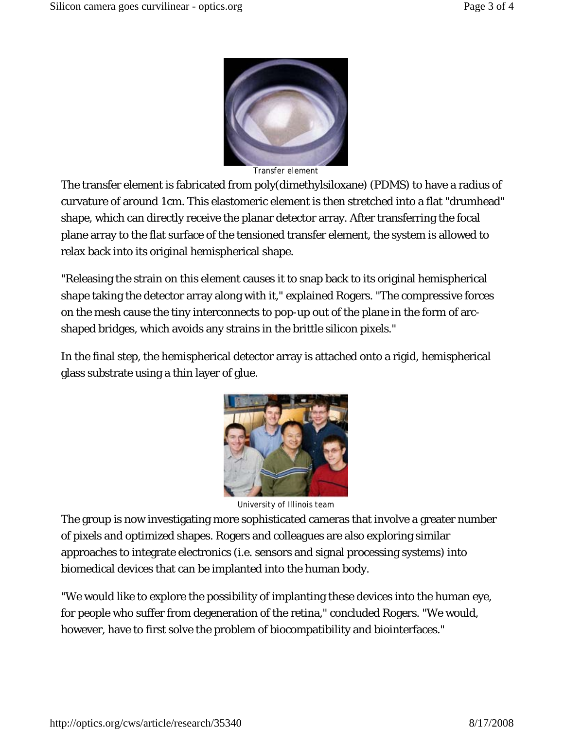Transfer element

The transfer element is fabricated from poly(dimethylsiloxane) (PDMS) to have a radius of curvature of around 1cm. This elastomeric element is then stretched into a flat "drumhead" shape, which can directly receive the planar detector array. After transferring the focal plane array to the flat surface of the tensioned transfer element, the system is allowed to relax back into its original hemispherical shape.

"Releasing the strain on this element causes it to snap back to its original hemispherical shape taking the detector array along with it," explained Rogers. "The compressive forces on the mesh cause the tiny interconnects to pop-up out of the plane in the form of arc-shaped bridges, which avoids any strains in the brittle silicon pixels."

In the final step, the hemispherical detector array is attached onto a rigid, hemispherical glass substrate using a thin layer of glue.

University of Illinois team

The group is now investigating more sophisticated cameras that involve a greater number of pixels and optimized shapes. Rogers and colleagues are also exploring similar approaches to integrate electronics (i.e. sensors and signal processing systems) into biomedical devices that can be implanted into the human body.

"We would like to explore the possibility of implanting these devices into the human eye, for people who suffer from degeneration of the retina," concluded Rogers. "We would, however, have to first solve the problem of biocompatibility and biointerfaces."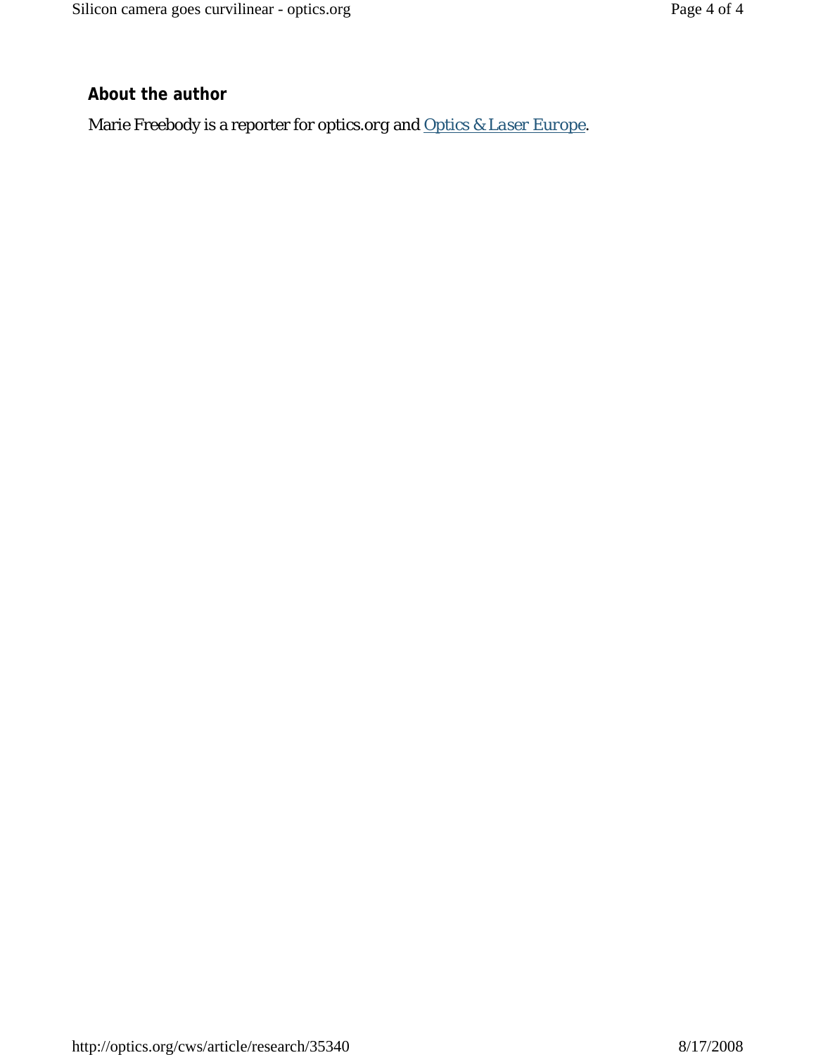### About the author

Marie Freebody is a reporter for optics.org and [Optics & Laser Europe](Optics & Laser Europe).